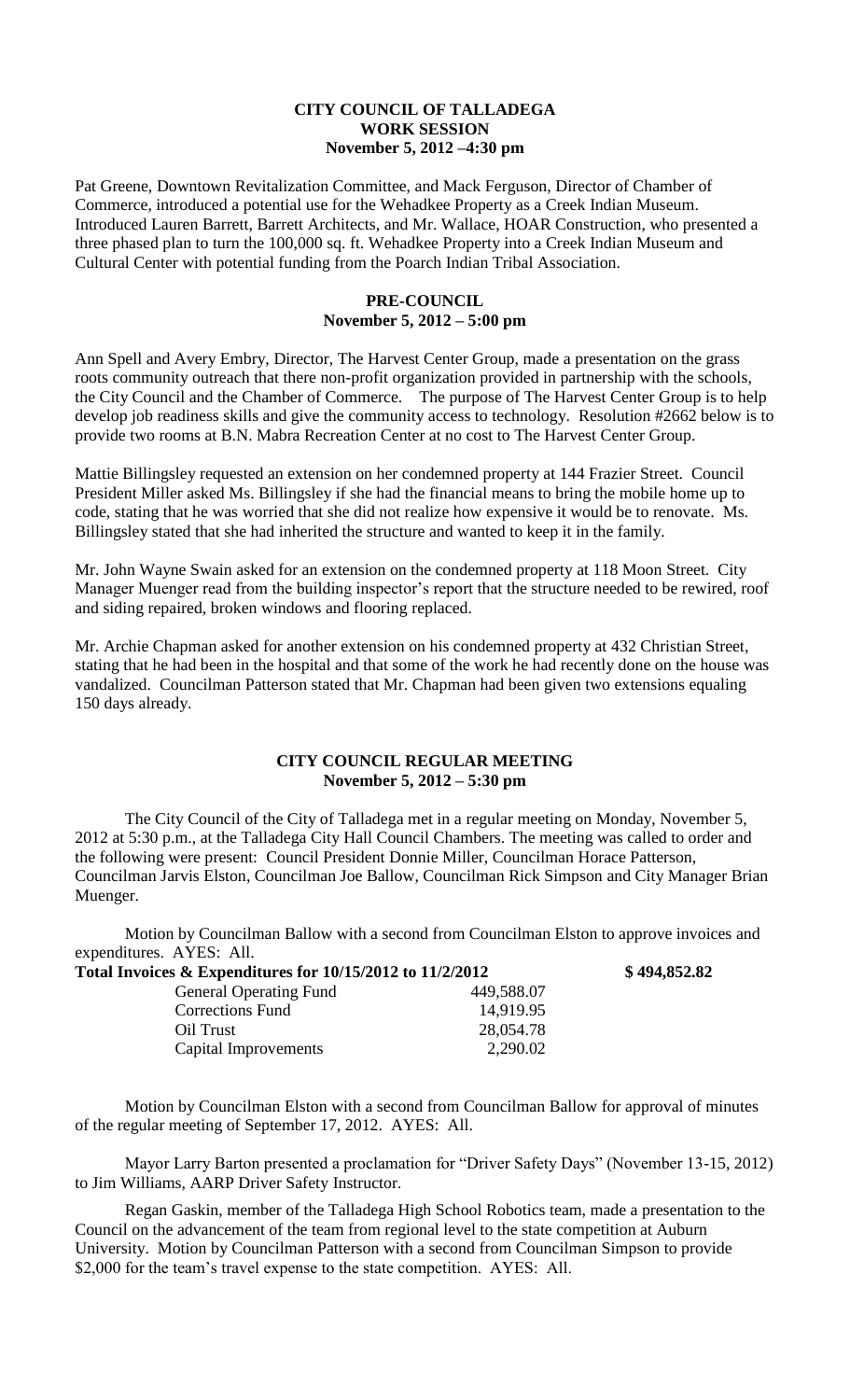**CITY COUNCIL OF TALLADEGA**
**WORK SESSION**
**November 5, 2012 –4:30 pm**

Pat Greene, Downtown Revitalization Committee, and Mack Ferguson, Director of Chamber of Commerce, introduced a potential use for the Wehadkee Property as a Creek Indian Museum. Introduced Lauren Barrett, Barrett Architects, and Mr. Wallace, HOAR Construction, who presented a three phased plan to turn the 100,000 sq. ft. Wehadkee Property into a Creek Indian Museum and Cultural Center with potential funding from the Poarch Indian Tribal Association.

**PRE-COUNCIL**
**November 5, 2012 – 5:00 pm**

Ann Spell and Avery Embry, Director, The Harvest Center Group, made a presentation on the grass roots community outreach that there non-profit organization provided in partnership with the schools, the City Council and the Chamber of Commerce. The purpose of The Harvest Center Group is to help develop job readiness skills and give the community access to technology. Resolution #2662 below is to provide two rooms at B.N. Mabra Recreation Center at no cost to The Harvest Center Group.

Mattie Billingsley requested an extension on her condemned property at 144 Frazier Street. Council President Miller asked Ms. Billingsley if she had the financial means to bring the mobile home up to code, stating that he was worried that she did not realize how expensive it would be to renovate. Ms. Billingsley stated that she had inherited the structure and wanted to keep it in the family.

Mr. John Wayne Swain asked for an extension on the condemned property at 118 Moon Street. City Manager Muenger read from the building inspector's report that the structure needed to be rewired, roof and siding repaired, broken windows and flooring replaced.

Mr. Archie Chapman asked for another extension on his condemned property at 432 Christian Street, stating that he had been in the hospital and that some of the work he had recently done on the house was vandalized. Councilman Patterson stated that Mr. Chapman had been given two extensions equaling 150 days already.

**CITY COUNCIL REGULAR MEETING**
**November 5, 2012 – 5:30 pm**

The City Council of the City of Talladega met in a regular meeting on Monday, November 5, 2012 at 5:30 p.m., at the Talladega City Hall Council Chambers. The meeting was called to order and the following were present: Council President Donnie Miller, Councilman Horace Patterson, Councilman Jarvis Elston, Councilman Joe Ballow, Councilman Rick Simpson and City Manager Brian Muenger.

Motion by Councilman Ballow with a second from Councilman Elston to approve invoices and expenditures. AYES: All.

| **Total Invoices & Expenditures for 10/15/2012 to 11/2/2012** | | **\$ 494,852.82** |
|---|---|---|
| General Operating Fund | 449,588.07 | |
| Corrections Fund | 14,919.95 | |
| Oil Trust | 28,054.78 | |
| Capital Improvements | 2,290.02 | |

Motion by Councilman Elston with a second from Councilman Ballow for approval of minutes of the regular meeting of September 17, 2012. AYES: All.

Mayor Larry Barton presented a proclamation for "Driver Safety Days" (November 13-15, 2012) to Jim Williams, AARP Driver Safety Instructor.

Regan Gaskin, member of the Talladega High School Robotics team, made a presentation to the Council on the advancement of the team from regional level to the state competition at Auburn University. Motion by Councilman Patterson with a second from Councilman Simpson to provide \$2,000 for the team's travel expense to the state competition. AYES: All.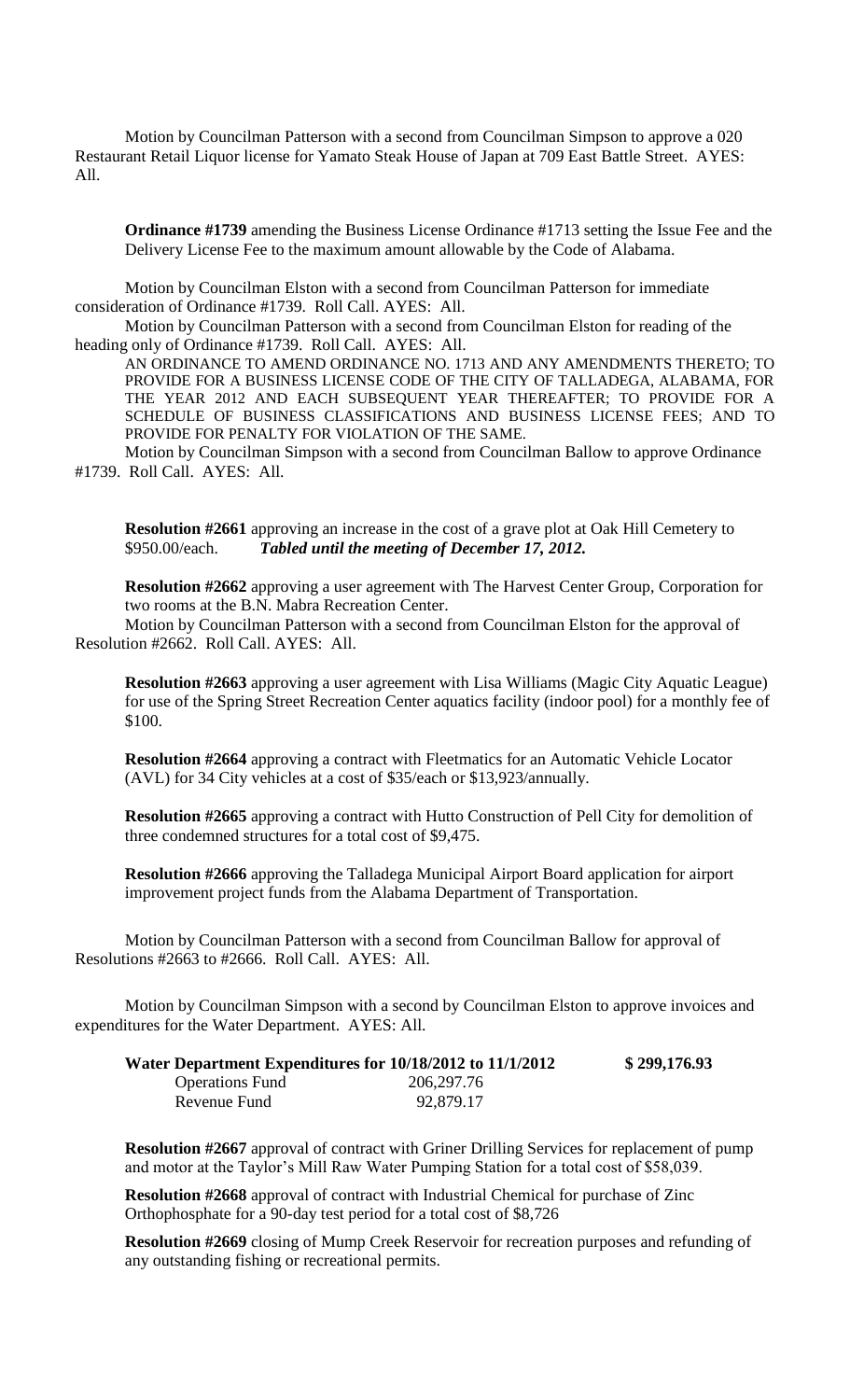Motion by Councilman Patterson with a second from Councilman Simpson to approve a 020 Restaurant Retail Liquor license for Yamato Steak House of Japan at 709 East Battle Street. AYES: All.

**Ordinance #1739** amending the Business License Ordinance #1713 setting the Issue Fee and the Delivery License Fee to the maximum amount allowable by the Code of Alabama.

Motion by Councilman Elston with a second from Councilman Patterson for immediate consideration of Ordinance #1739. Roll Call. AYES: All.

Motion by Councilman Patterson with a second from Councilman Elston for reading of the heading only of Ordinance #1739. Roll Call. AYES: All.

AN ORDINANCE TO AMEND ORDINANCE NO. 1713 AND ANY AMENDMENTS THERETO; TO PROVIDE FOR A BUSINESS LICENSE CODE OF THE CITY OF TALLADEGA, ALABAMA, FOR THE YEAR 2012 AND EACH SUBSEQUENT YEAR THEREAFTER; TO PROVIDE FOR A SCHEDULE OF BUSINESS CLASSIFICATIONS AND BUSINESS LICENSE FEES; AND TO PROVIDE FOR PENALTY FOR VIOLATION OF THE SAME.

Motion by Councilman Simpson with a second from Councilman Ballow to approve Ordinance #1739. Roll Call. AYES: All.

**Resolution #2661** approving an increase in the cost of a grave plot at Oak Hill Cemetery to $950.00/each. ***Tabled until the meeting of December 17, 2012.***

**Resolution #2662** approving a user agreement with The Harvest Center Group, Corporation for two rooms at the B.N. Mabra Recreation Center.

Motion by Councilman Patterson with a second from Councilman Elston for the approval of Resolution #2662. Roll Call. AYES: All.

**Resolution #2663** approving a user agreement with Lisa Williams (Magic City Aquatic League) for use of the Spring Street Recreation Center aquatics facility (indoor pool) for a monthly fee of $100.

**Resolution #2664** approving a contract with Fleetmatics for an Automatic Vehicle Locator (AVL) for 34 City vehicles at a cost of $35/each or $13,923/annually.

**Resolution #2665** approving a contract with Hutto Construction of Pell City for demolition of three condemned structures for a total cost of $9,475.

**Resolution #2666** approving the Talladega Municipal Airport Board application for airport improvement project funds from the Alabama Department of Transportation.

Motion by Councilman Patterson with a second from Councilman Ballow for approval of Resolutions #2663 to #2666. Roll Call. AYES: All.

Motion by Councilman Simpson with a second by Councilman Elston to approve invoices and expenditures for the Water Department. AYES: All.

| **Water Department Expenditures for 10/18/2012 to 11/1/2012** | | **$ 299,176.93** |
|---|---|---|
| Operations Fund | 206,297.76 | |
| Revenue Fund | 92,879.17 | |

**Resolution #2667** approval of contract with Griner Drilling Services for replacement of pump and motor at the Taylor's Mill Raw Water Pumping Station for a total cost of $58,039.

**Resolution #2668** approval of contract with Industrial Chemical for purchase of Zinc Orthophosphate for a 90-day test period for a total cost of $8,726

**Resolution #2669** closing of Mump Creek Reservoir for recreation purposes and refunding of any outstanding fishing or recreational permits.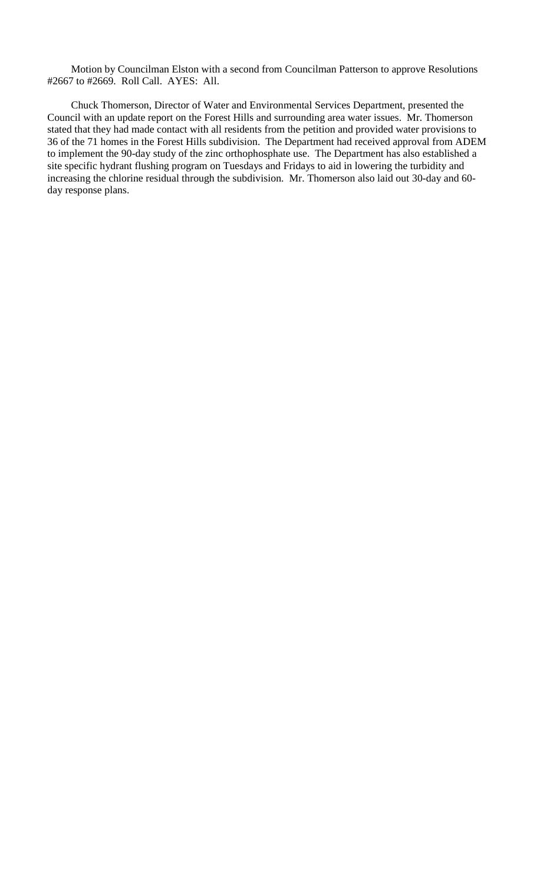Motion by Councilman Elston with a second from Councilman Patterson to approve Resolutions #2667 to #2669. Roll Call. AYES: All.

Chuck Thomerson, Director of Water and Environmental Services Department, presented the Council with an update report on the Forest Hills and surrounding area water issues. Mr. Thomerson stated that they had made contact with all residents from the petition and provided water provisions to 36 of the 71 homes in the Forest Hills subdivision. The Department had received approval from ADEM to implement the 90-day study of the zinc orthophosphate use. The Department has also established a site specific hydrant flushing program on Tuesdays and Fridays to aid in lowering the turbidity and increasing the chlorine residual through the subdivision. Mr. Thomerson also laid out 30-day and 60-day response plans.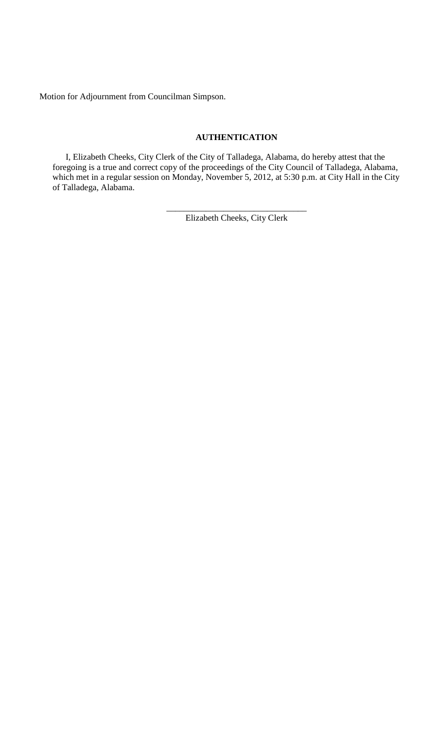Motion for Adjournment from Councilman Simpson.

**AUTHENTICATION**

I, Elizabeth Cheeks, City Clerk of the City of Talladega, Alabama, do hereby attest that the foregoing is a true and correct copy of the proceedings of the City Council of Talladega, Alabama, which met in a regular session on Monday, November 5, 2012, at 5:30 p.m. at City Hall in the City of Talladega, Alabama.

_______________________________

Elizabeth Cheeks, City Clerk